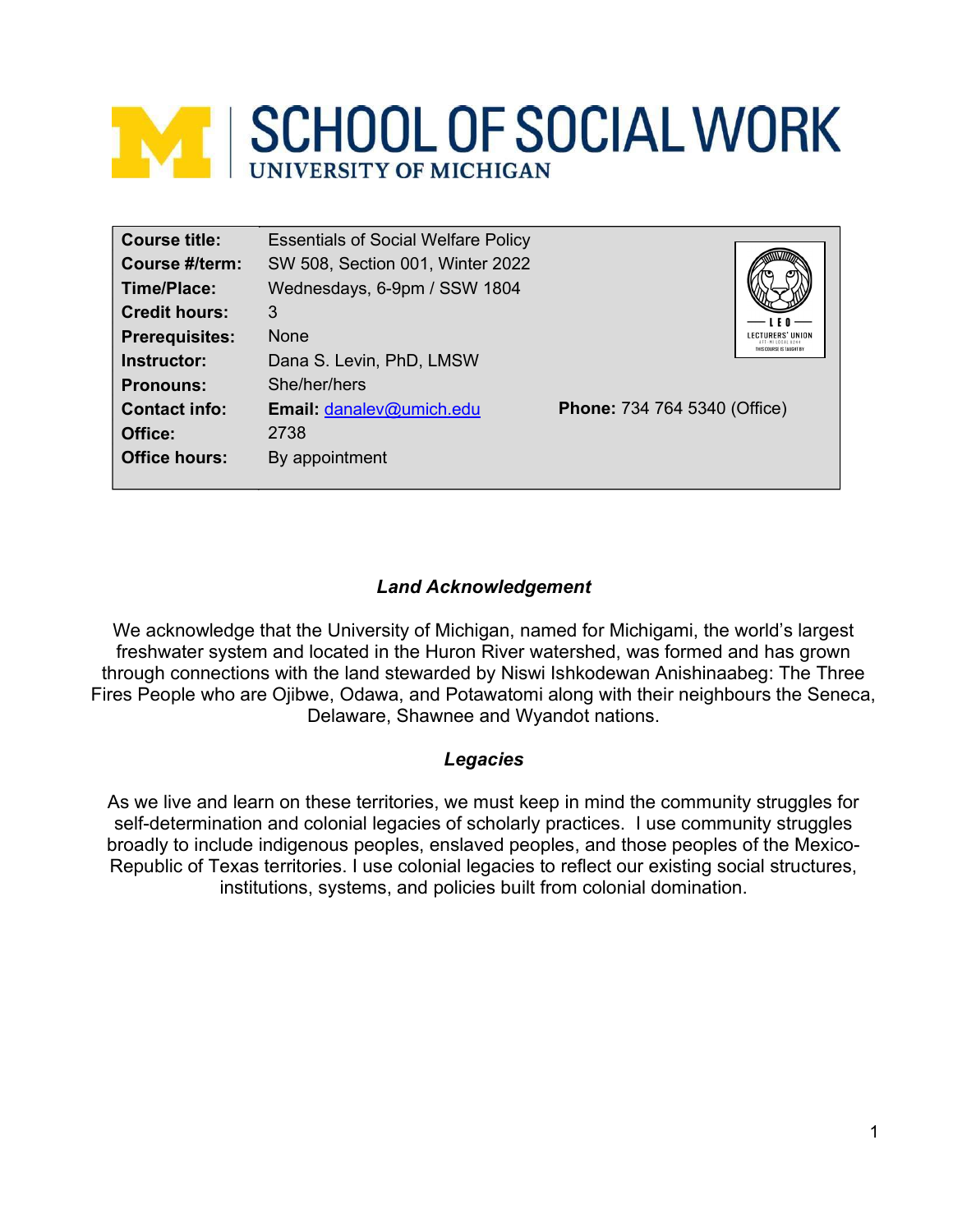# SCHOOL OF SOCIAL WORK
UNIVERSITY OF MICHIGAN

| | | |
|---|---|---|
| **Course title:** | Essentials of Social Welfare Policy | |
| **Course #/term:** | SW 508, Section 001, Winter 2022 | |
| **Time/Place:** | Wednesdays, 6-9pm / SSW 1804 | |
| **Credit hours:** | 3 | |
| **Prerequisites:** | None | |
| **Instructor:** | Dana S. Levin, PhD, LMSW | |
| **Pronouns:** | She/her/hers | |
| **Contact info:** | **Email:** danalev@umich.edu | **Phone:** 734 764 5340 (Office) |
| **Office:** | 2738 | |
| **Office hours:** | By appointment | |

LEO LECTURERS' UNION — THIS COURSE IS TAUGHT BY

### *Land Acknowledgement*

We acknowledge that the University of Michigan, named for Michigami, the world's largest freshwater system and located in the Huron River watershed, was formed and has grown through connections with the land stewarded by Niswi Ishkodewan Anishinaabeg: The Three Fires People who are Ojibwe, Odawa, and Potawatomi along with their neighbours the Seneca, Delaware, Shawnee and Wyandot nations.

### *Legacies*

As we live and learn on these territories, we must keep in mind the community struggles for self-determination and colonial legacies of scholarly practices. I use community struggles broadly to include indigenous peoples, enslaved peoples, and those peoples of the Mexico-Republic of Texas territories. I use colonial legacies to reflect our existing social structures, institutions, systems, and policies built from colonial domination.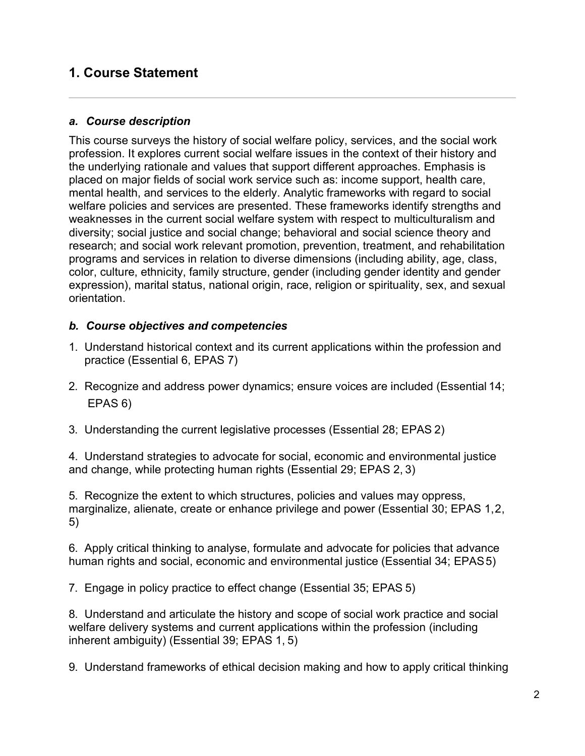## 1. Course Statement

### *a. Course description*

This course surveys the history of social welfare policy, services, and the social work profession. It explores current social welfare issues in the context of their history and the underlying rationale and values that support different approaches. Emphasis is placed on major fields of social work service such as: income support, health care, mental health, and services to the elderly. Analytic frameworks with regard to social welfare policies and services are presented. These frameworks identify strengths and weaknesses in the current social welfare system with respect to multiculturalism and diversity; social justice and social change; behavioral and social science theory and research; and social work relevant promotion, prevention, treatment, and rehabilitation programs and services in relation to diverse dimensions (including ability, age, class, color, culture, ethnicity, family structure, gender (including gender identity and gender expression), marital status, national origin, race, religion or spirituality, sex, and sexual orientation.

### *b. Course objectives and competencies*

1. Understand historical context and its current applications within the profession and practice (Essential 6, EPAS 7)

2. Recognize and address power dynamics; ensure voices are included (Essential 14; EPAS 6)

3. Understanding the current legislative processes (Essential 28; EPAS 2)

4. Understand strategies to advocate for social, economic and environmental justice and change, while protecting human rights (Essential 29; EPAS 2, 3)

5. Recognize the extent to which structures, policies and values may oppress, marginalize, alienate, create or enhance privilege and power (Essential 30; EPAS 1, 2, 5)

6. Apply critical thinking to analyse, formulate and advocate for policies that advance human rights and social, economic and environmental justice (Essential 34; EPAS 5)

7. Engage in policy practice to effect change (Essential 35; EPAS 5)

8. Understand and articulate the history and scope of social work practice and social welfare delivery systems and current applications within the profession (including inherent ambiguity) (Essential 39; EPAS 1, 5)

9. Understand frameworks of ethical decision making and how to apply critical thinking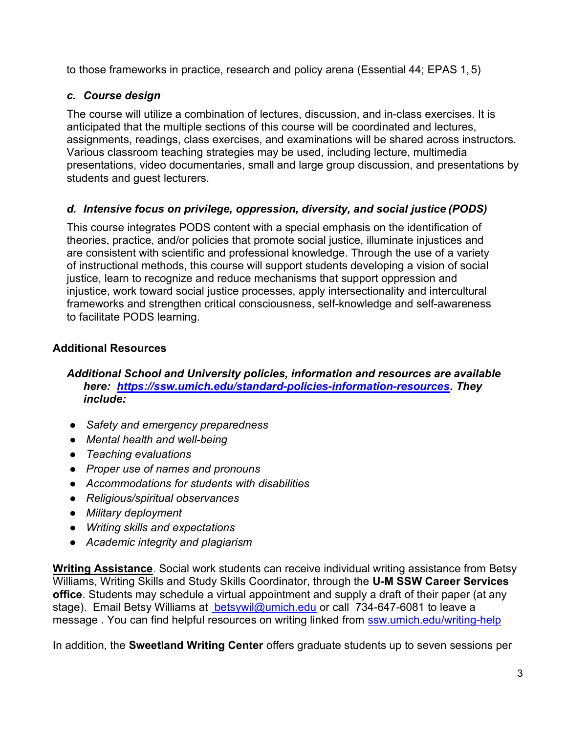to those frameworks in practice, research and policy arena (Essential 44; EPAS 1, 5)

### *c. Course design*

The course will utilize a combination of lectures, discussion, and in-class exercises. It is anticipated that the multiple sections of this course will be coordinated and lectures, assignments, readings, class exercises, and examinations will be shared across instructors. Various classroom teaching strategies may be used, including lecture, multimedia presentations, video documentaries, small and large group discussion, and presentations by students and guest lecturers.

### *d. Intensive focus on privilege, oppression, diversity, and social justice (PODS)*

This course integrates PODS content with a special emphasis on the identification of theories, practice, and/or policies that promote social justice, illuminate injustices and are consistent with scientific and professional knowledge. Through the use of a variety of instructional methods, this course will support students developing a vision of social justice, learn to recognize and reduce mechanisms that support oppression and injustice, work toward social justice processes, apply intersectionality and intercultural frameworks and strengthen critical consciousness, self-knowledge and self-awareness to facilitate PODS learning.

## Additional Resources

***Additional School and University policies, information and resources are available here: [https://ssw.umich.edu/standard-policies-information-resources](https://ssw.umich.edu/standard-policies-information-resources). They include:***

- *Safety and emergency preparedness*
- *Mental health and well-being*
- *Teaching evaluations*
- *Proper use of names and pronouns*
- *Accommodations for students with disabilities*
- *Religious/spiritual observances*
- *Military deployment*
- *Writing skills and expectations*
- *Academic integrity and plagiarism*

**Writing Assistance**. Social work students can receive individual writing assistance from Betsy Williams, Writing Skills and Study Skills Coordinator, through the **U-M SSW Career Services office**. Students may schedule a virtual appointment and supply a draft of their paper (at any stage). Email Betsy Williams at betsywil@umich.edu or call 734-647-6081 to leave a message . You can find helpful resources on writing linked from ssw.umich.edu/writing-help

In addition, the **Sweetland Writing Center** offers graduate students up to seven sessions per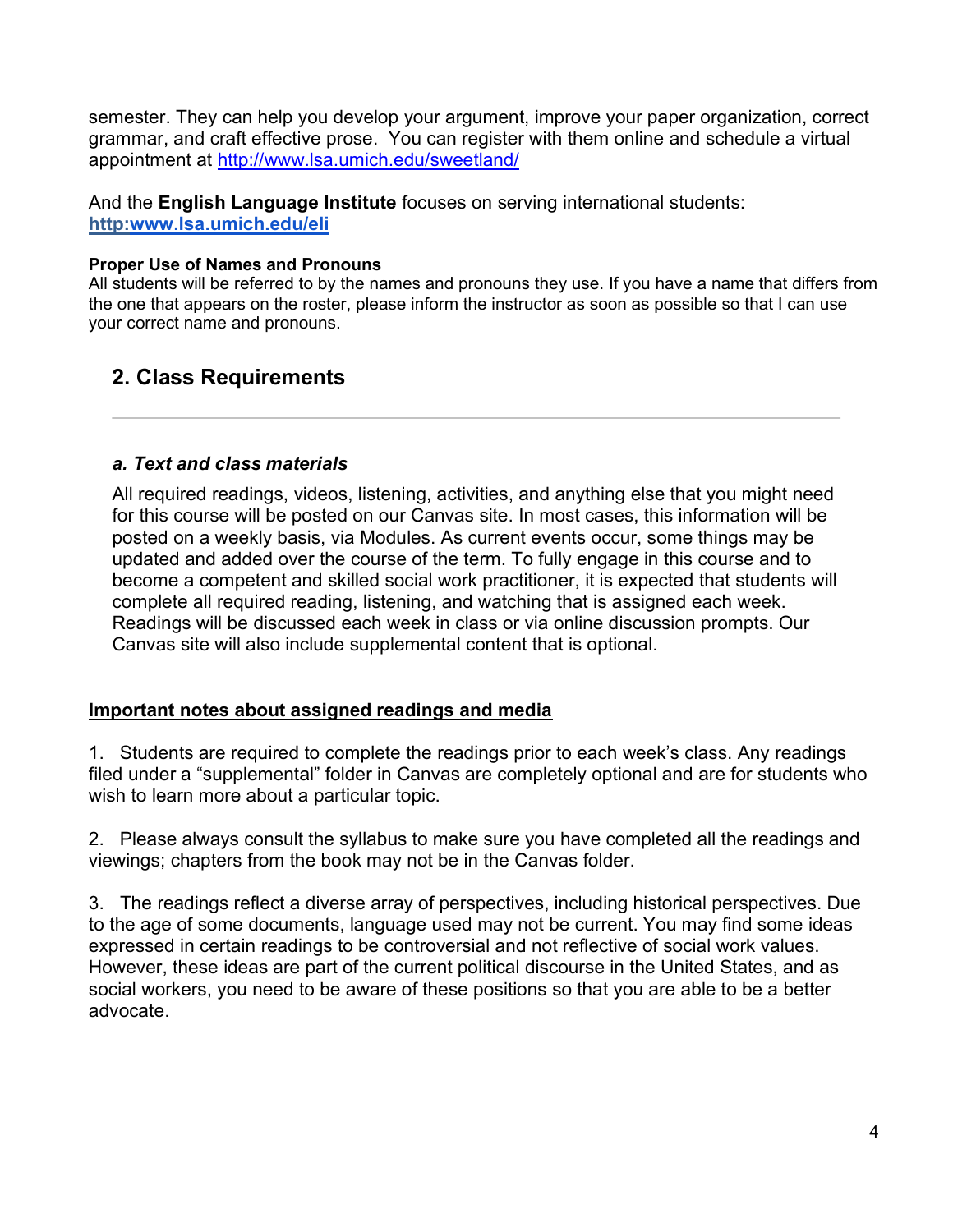semester. They can help you develop your argument, improve your paper organization, correct grammar, and craft effective prose. You can register with them online and schedule a virtual appointment at http://www.lsa.umich.edu/sweetland/

And the **English Language Institute** focuses on serving international students: **http:www.lsa.umich.edu/eli**

**Proper Use of Names and Pronouns**

All students will be referred to by the names and pronouns they use. If you have a name that differs from the one that appears on the roster, please inform the instructor as soon as possible so that I can use your correct name and pronouns.

## 2. Class Requirements

---

### *a. Text and class materials*

All required readings, videos, listening, activities, and anything else that you might need for this course will be posted on our Canvas site. In most cases, this information will be posted on a weekly basis, via Modules. As current events occur, some things may be updated and added over the course of the term. To fully engage in this course and to become a competent and skilled social work practitioner, it is expected that students will complete all required reading, listening, and watching that is assigned each week. Readings will be discussed each week in class or via online discussion prompts. Our Canvas site will also include supplemental content that is optional.

**Important notes about assigned readings and media**

1. Students are required to complete the readings prior to each week's class. Any readings filed under a "supplemental" folder in Canvas are completely optional and are for students who wish to learn more about a particular topic.

2. Please always consult the syllabus to make sure you have completed all the readings and viewings; chapters from the book may not be in the Canvas folder.

3. The readings reflect a diverse array of perspectives, including historical perspectives. Due to the age of some documents, language used may not be current. You may find some ideas expressed in certain readings to be controversial and not reflective of social work values. However, these ideas are part of the current political discourse in the United States, and as social workers, you need to be aware of these positions so that you are able to be a better advocate.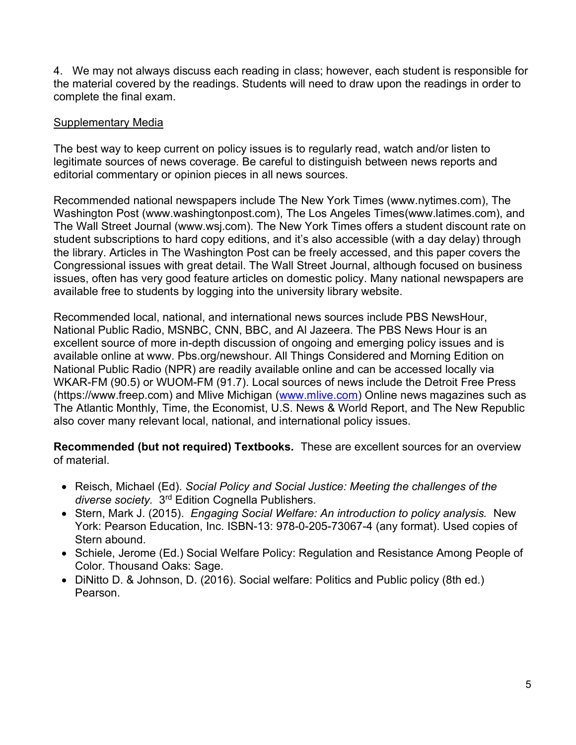4. We may not always discuss each reading in class; however, each student is responsible for the material covered by the readings. Students will need to draw upon the readings in order to complete the final exam.

<u>Supplementary Media</u>

The best way to keep current on policy issues is to regularly read, watch and/or listen to legitimate sources of news coverage. Be careful to distinguish between news reports and editorial commentary or opinion pieces in all news sources.

Recommended national newspapers include The New York Times (www.nytimes.com), The Washington Post (www.washingtonpost.com), The Los Angeles Times(www.latimes.com), and The Wall Street Journal (www.wsj.com). The New York Times offers a student discount rate on student subscriptions to hard copy editions, and it's also accessible (with a day delay) through the library. Articles in The Washington Post can be freely accessed, and this paper covers the Congressional issues with great detail. The Wall Street Journal, although focused on business issues, often has very good feature articles on domestic policy. Many national newspapers are available free to students by logging into the university library website.

Recommended local, national, and international news sources include PBS NewsHour, National Public Radio, MSNBC, CNN, BBC, and Al Jazeera. The PBS News Hour is an excellent source of more in-depth discussion of ongoing and emerging policy issues and is available online at www. Pbs.org/newshour. All Things Considered and Morning Edition on National Public Radio (NPR) are readily available online and can be accessed locally via WKAR-FM (90.5) or WUOM-FM (91.7). Local sources of news include the Detroit Free Press (https://www.freep.com) and Mlive Michigan ([www.mlive.com](http://www.mlive.com)) Online news magazines such as The Atlantic Monthly, Time, the Economist, U.S. News & World Report, and The New Republic also cover many relevant local, national, and international policy issues.

**Recommended (but not required) Textbooks.** These are excellent sources for an overview of material.

- Reisch, Michael (Ed). *Social Policy and Social Justice: Meeting the challenges of the diverse society*. 3rd Edition Cognella Publishers.
- Stern, Mark J. (2015). *Engaging Social Welfare: An introduction to policy analysis.* New York: Pearson Education, Inc. ISBN-13: 978-0-205-73067-4 (any format). Used copies of Stern abound.
- Schiele, Jerome (Ed.) Social Welfare Policy: Regulation and Resistance Among People of Color. Thousand Oaks: Sage.
- DiNitto D. & Johnson, D. (2016). Social welfare: Politics and Public policy (8th ed.) Pearson.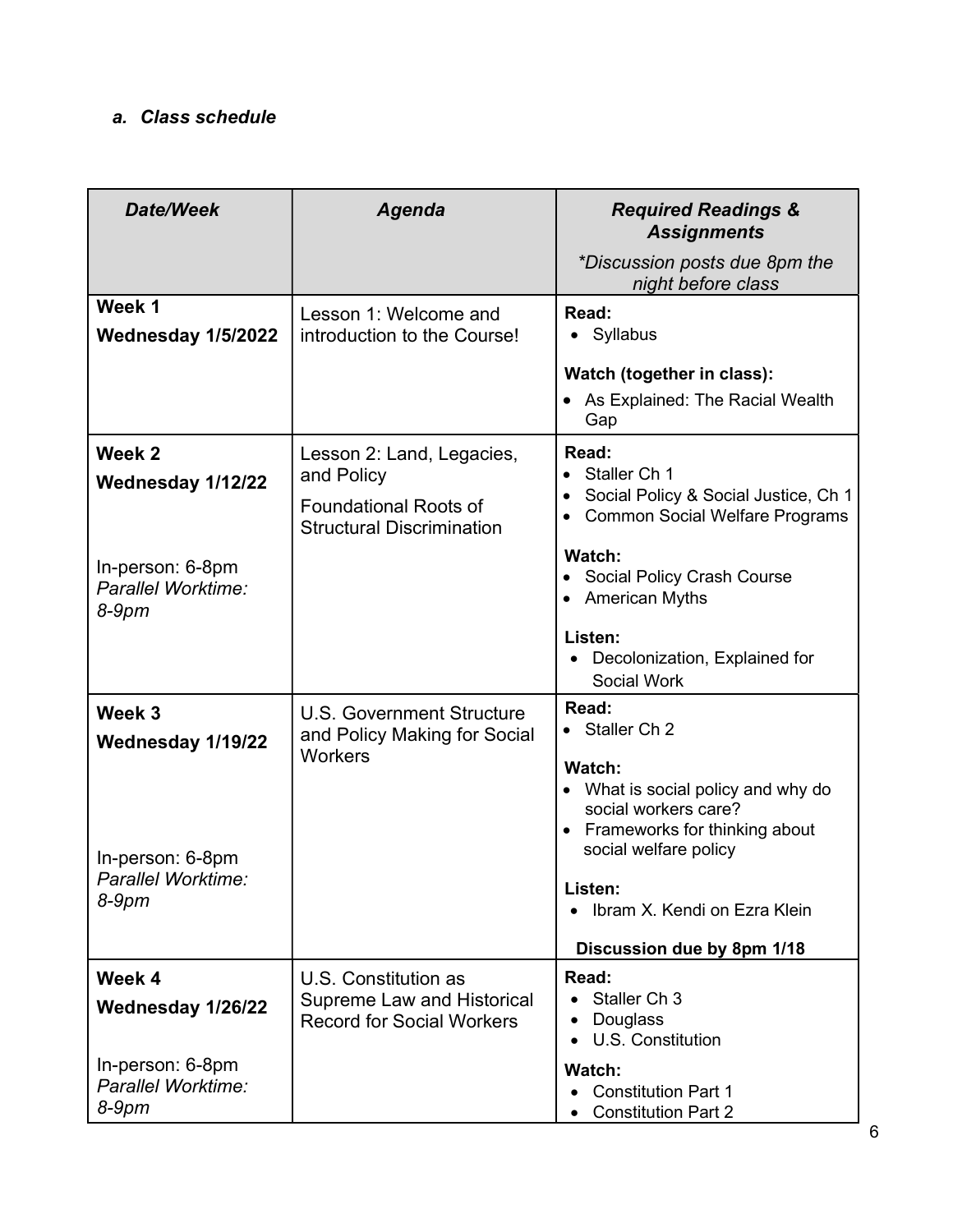### *a. Class schedule*

| ***Date/Week*** | ***Agenda*** | ***Required Readings & Assignments***<br>**\*Discussion posts due 8pm the night before class* |
|---|---|---|
| **Week 1**<br>**Wednesday 1/5/2022** | Lesson 1: Welcome and introduction to the Course! | **Read:**<br>• Syllabus<br><br>**Watch (together in class):**<br>• As Explained: The Racial Wealth Gap |
| **Week 2**<br>**Wednesday 1/12/22**<br><br>In-person: 6-8pm<br>*Parallel Worktime: 8-9pm* | Lesson 2: Land, Legacies, and Policy<br>Foundational Roots of Structural Discrimination | **Read:**<br>• Staller Ch 1<br>• Social Policy & Social Justice, Ch 1<br>• Common Social Welfare Programs<br><br>**Watch:**<br>• Social Policy Crash Course<br>• American Myths<br><br>**Listen:**<br>• Decolonization, Explained for Social Work |
| **Week 3**<br>**Wednesday 1/19/22**<br><br>In-person: 6-8pm<br>*Parallel Worktime: 8-9pm* | U.S. Government Structure and Policy Making for Social Workers | **Read:**<br>• Staller Ch 2<br><br>**Watch:**<br>• What is social policy and why do social workers care?<br>• Frameworks for thinking about social welfare policy<br><br>**Listen:**<br>• Ibram X. Kendi on Ezra Klein<br><br>**Discussion due by 8pm 1/18** |
| **Week 4**<br>**Wednesday 1/26/22**<br><br>In-person: 6-8pm<br>*Parallel Worktime: 8-9pm* | U.S. Constitution as Supreme Law and Historical Record for Social Workers | **Read:**<br>• Staller Ch 3<br>• Douglass<br>• U.S. Constitution<br><br>**Watch:**<br>• Constitution Part 1<br>• Constitution Part 2 |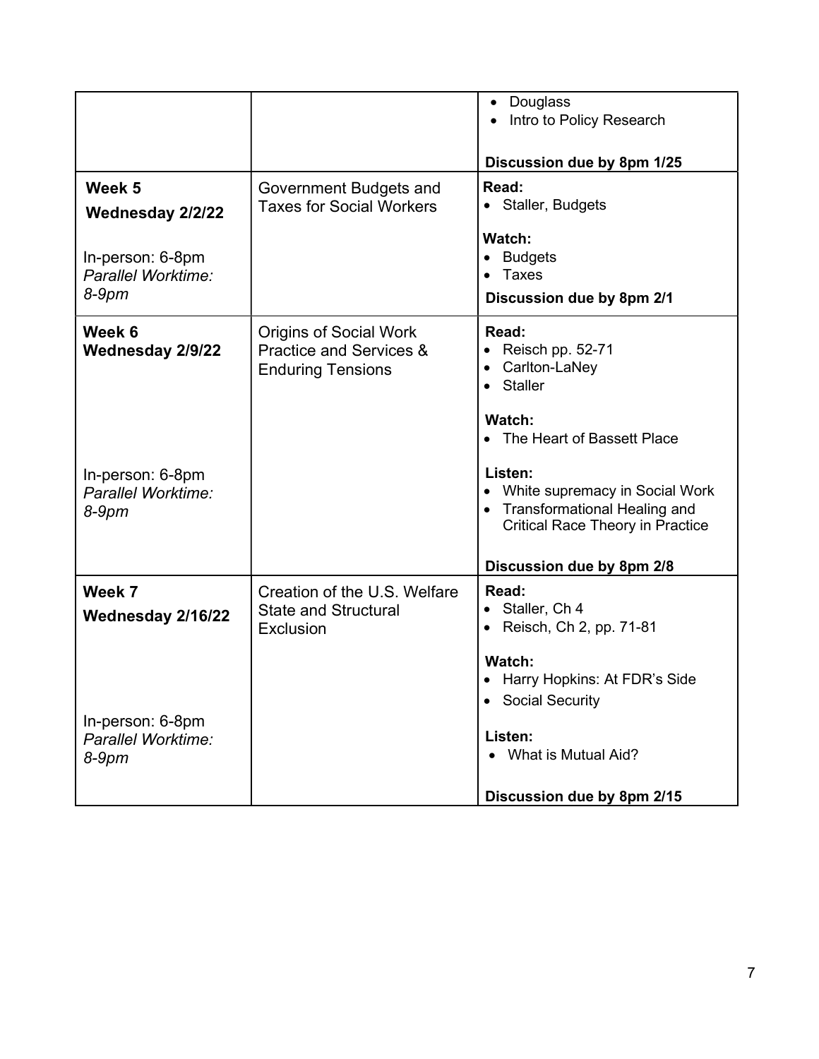| | | |
|---|---|---|
| | | • Douglass<br>• Intro to Policy Research<br><br>**Discussion due by 8pm 1/25** |
| **Week 5**<br>**Wednesday 2/2/22**<br><br>In-person: 6-8pm<br>*Parallel Worktime: 8-9pm* | Government Budgets and Taxes for Social Workers | **Read:**<br>• Staller, Budgets<br><br>**Watch:**<br>• Budgets<br>• Taxes<br><br>**Discussion due by 8pm 2/1** |
| **Week 6**<br>**Wednesday 2/9/22**<br><br>In-person: 6-8pm<br>*Parallel Worktime: 8-9pm* | Origins of Social Work Practice and Services & Enduring Tensions | **Read:**<br>• Reisch pp. 52-71<br>• Carlton-LaNey<br>• Staller<br><br>**Watch:**<br>• The Heart of Bassett Place<br><br>**Listen:**<br>• White supremacy in Social Work<br>• Transformational Healing and Critical Race Theory in Practice<br><br>**Discussion due by 8pm 2/8** |
| **Week 7**<br>**Wednesday 2/16/22**<br><br>In-person: 6-8pm<br>*Parallel Worktime: 8-9pm* | Creation of the U.S. Welfare State and Structural Exclusion | **Read:**<br>• Staller, Ch 4<br>• Reisch, Ch 2, pp. 71-81<br><br>**Watch:**<br>• Harry Hopkins: At FDR's Side<br>• Social Security<br><br>**Listen:**<br>• What is Mutual Aid?<br><br>**Discussion due by 8pm 2/15** |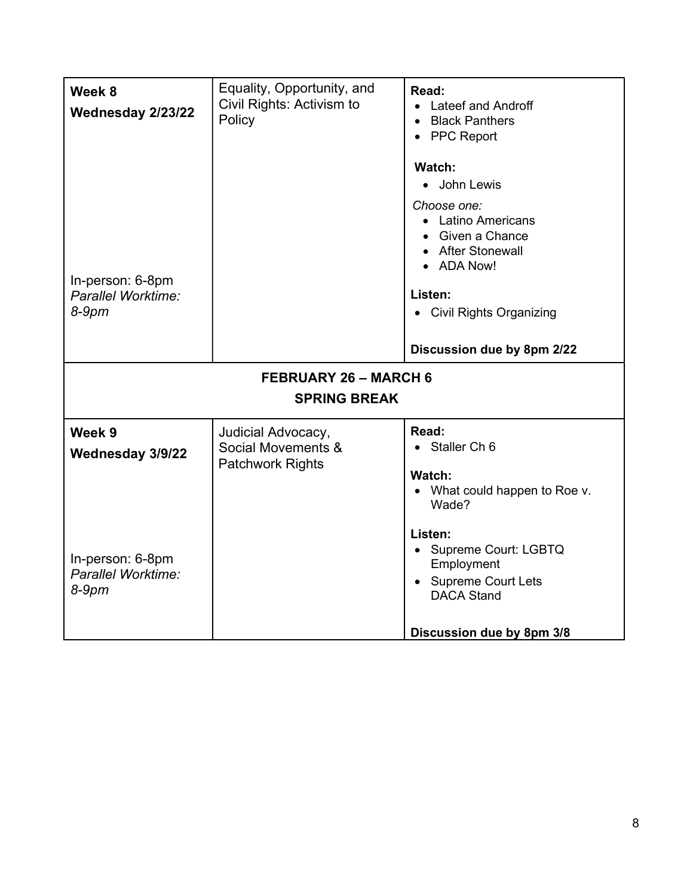| | | |
|---|---|---|
| **Week 8**<br>**Wednesday 2/23/22**<br><br>In-person: 6-8pm<br>*Parallel Worktime: 8-9pm* | Equality, Opportunity, and Civil Rights: Activism to Policy | **Read:**<br>• Lateef and Androff<br>• Black Panthers<br>• PPC Report<br><br>**Watch:**<br>• John Lewis<br><br>*Choose one:*<br>• Latino Americans<br>• Given a Chance<br>• After Stonewall<br>• ADA Now!<br><br>**Listen:**<br>• Civil Rights Organizing<br><br>**Discussion due by 8pm 2/22** |
| **FEBRUARY 26 – MARCH 6**<br>**SPRING BREAK** | | |
| **Week 9**<br>**Wednesday 3/9/22**<br><br>In-person: 6-8pm<br>*Parallel Worktime: 8-9pm* | Judicial Advocacy, Social Movements & Patchwork Rights | **Read:**<br>• Staller Ch 6<br><br>**Watch:**<br>• What could happen to Roe v. Wade?<br><br>**Listen:**<br>• Supreme Court: LGBTQ Employment<br>• Supreme Court Lets DACA Stand<br><br>**Discussion due by 8pm 3/8** |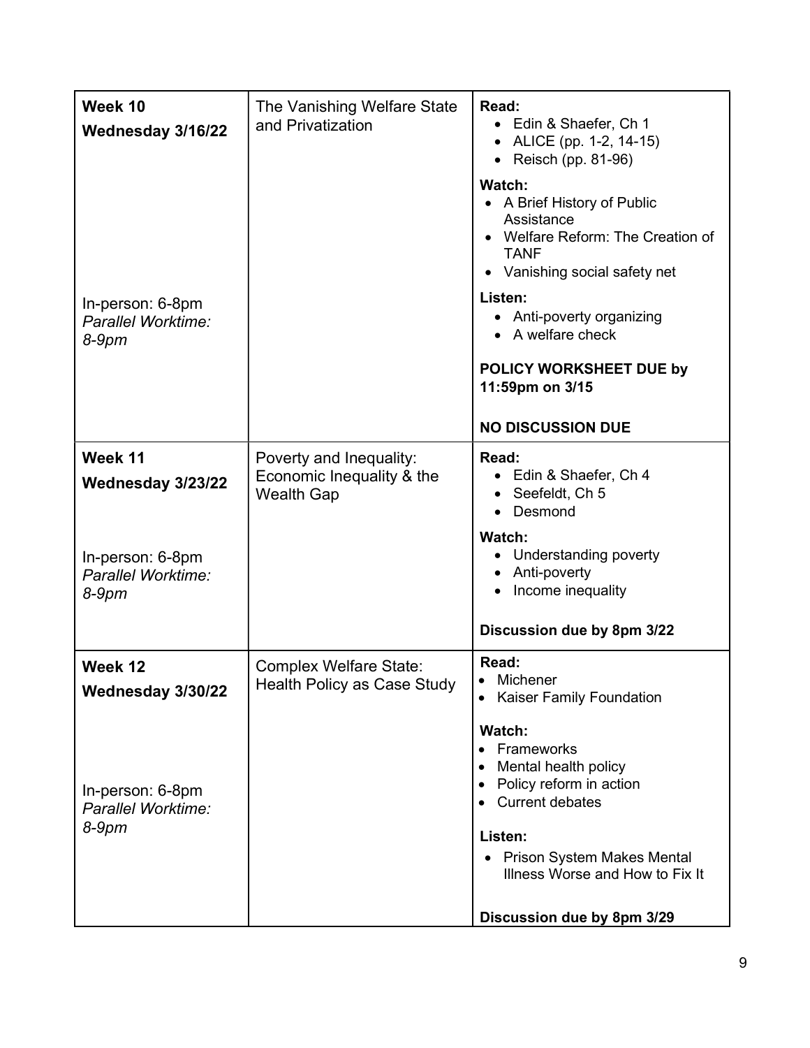| Week 10<br>Wednesday 3/16/22<br><br>In-person: 6-8pm<br>*Parallel Worktime: 8-9pm* | The Vanishing Welfare State and Privatization | **Read:**<br>• Edin & Shaefer, Ch 1<br>• ALICE (pp. 1-2, 14-15)<br>• Reisch (pp. 81-96)<br>**Watch:**<br>• A Brief History of Public Assistance<br>• Welfare Reform: The Creation of TANF<br>• Vanishing social safety net<br>**Listen:**<br>• Anti-poverty organizing<br>• A welfare check<br>**POLICY WORKSHEET DUE by 11:59pm on 3/15**<br>**NO DISCUSSION DUE** |
|---|---|---|
| **Week 11**<br>**Wednesday 3/23/22**<br><br>In-person: 6-8pm<br>*Parallel Worktime: 8-9pm* | Poverty and Inequality: Economic Inequality & the Wealth Gap | **Read:**<br>• Edin & Shaefer, Ch 4<br>• Seefeldt, Ch 5<br>• Desmond<br>**Watch:**<br>• Understanding poverty<br>• Anti-poverty<br>• Income inequality<br>**Discussion due by 8pm 3/22** |
| **Week 12**<br>**Wednesday 3/30/22**<br><br>In-person: 6-8pm<br>*Parallel Worktime: 8-9pm* | Complex Welfare State: Health Policy as Case Study | **Read:**<br>• Michener<br>• Kaiser Family Foundation<br>**Watch:**<br>• Frameworks<br>• Mental health policy<br>• Policy reform in action<br>• Current debates<br>**Listen:**<br>• Prison System Makes Mental Illness Worse and How to Fix It<br>**Discussion due by 8pm 3/29** |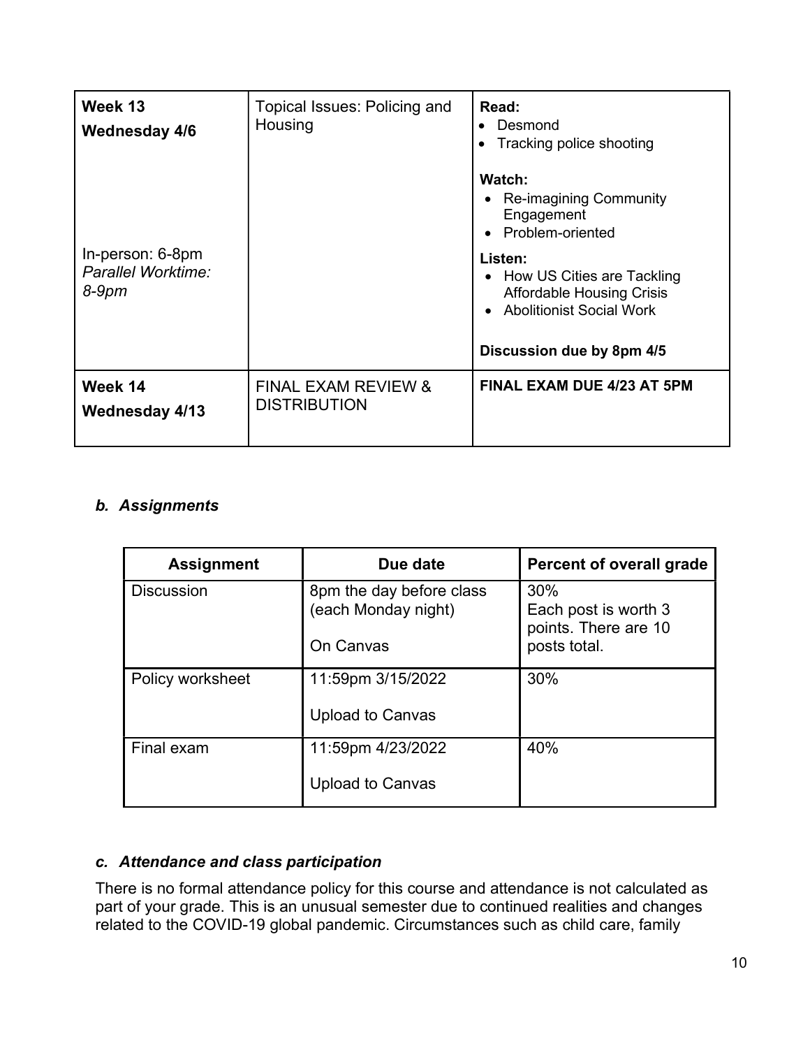| Week 13<br>**Wednesday 4/6**<br><br>In-person: 6-8pm<br>*Parallel Worktime: 8-9pm* | Topical Issues: Policing and Housing | **Read:**<br>• Desmond<br>• Tracking police shooting<br><br>**Watch:**<br>• Re-imagining Community Engagement<br>• Problem-oriented<br><br>**Listen:**<br>• How US Cities are Tackling Affordable Housing Crisis<br>• Abolitionist Social Work<br><br>**Discussion due by 8pm 4/5** |
|---|---|---|
| **Week 14**<br>**Wednesday 4/13** | FINAL EXAM REVIEW & DISTRIBUTION | **FINAL EXAM DUE 4/23 AT 5PM** |

### *b. Assignments*

| Assignment | Due date | Percent of overall grade |
|---|---|---|
| Discussion | 8pm the day before class (each Monday night)<br><br>On Canvas | 30%<br>Each post is worth 3 points. There are 10 posts total. |
| Policy worksheet | 11:59pm 3/15/2022<br><br>Upload to Canvas | 30% |
| Final exam | 11:59pm 4/23/2022<br><br>Upload to Canvas | 40% |

### *c. Attendance and class participation*

There is no formal attendance policy for this course and attendance is not calculated as part of your grade. This is an unusual semester due to continued realities and changes related to the COVID-19 global pandemic. Circumstances such as child care, family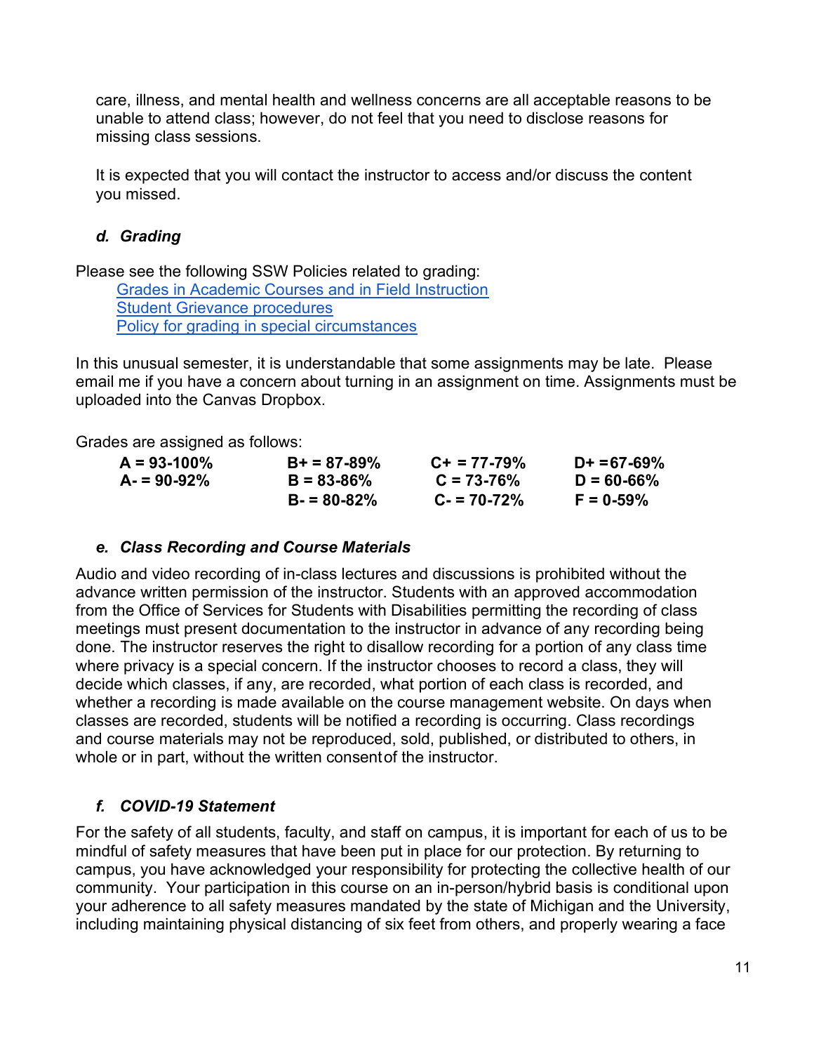care, illness, and mental health and wellness concerns are all acceptable reasons to be unable to attend class; however, do not feel that you need to disclose reasons for missing class sessions.

It is expected that you will contact the instructor to access and/or discuss the content you missed.

### *d. Grading*

Please see the following SSW Policies related to grading:

- [Grades in Academic Courses and in Field Instruction]
- [Student Grievance procedures]
- [Policy for grading in special circumstances]

In this unusual semester, it is understandable that some assignments may be late. Please email me if you have a concern about turning in an assignment on time. Assignments must be uploaded into the Canvas Dropbox.

Grades are assigned as follows:

| | | | |
|---|---|---|---|
| **A = 93-100%** | **B+ = 87-89%** | **C+ = 77-79%** | **D+ =67-69%** |
| **A- = 90-92%** | **B = 83-86%** | **C = 73-76%** | **D = 60-66%** |
| | **B- = 80-82%** | **C- = 70-72%** | **F = 0-59%** |

### *e. Class Recording and Course Materials*

Audio and video recording of in-class lectures and discussions is prohibited without the advance written permission of the instructor. Students with an approved accommodation from the Office of Services for Students with Disabilities permitting the recording of class meetings must present documentation to the instructor in advance of any recording being done. The instructor reserves the right to disallow recording for a portion of any class time where privacy is a special concern. If the instructor chooses to record a class, they will decide which classes, if any, are recorded, what portion of each class is recorded, and whether a recording is made available on the course management website. On days when classes are recorded, students will be notified a recording is occurring. Class recordings and course materials may not be reproduced, sold, published, or distributed to others, in whole or in part, without the written consent of the instructor.

### *f. COVID-19 Statement*

For the safety of all students, faculty, and staff on campus, it is important for each of us to be mindful of safety measures that have been put in place for our protection. By returning to campus, you have acknowledged your responsibility for protecting the collective health of our community. Your participation in this course on an in-person/hybrid basis is conditional upon your adherence to all safety measures mandated by the state of Michigan and the University, including maintaining physical distancing of six feet from others, and properly wearing a face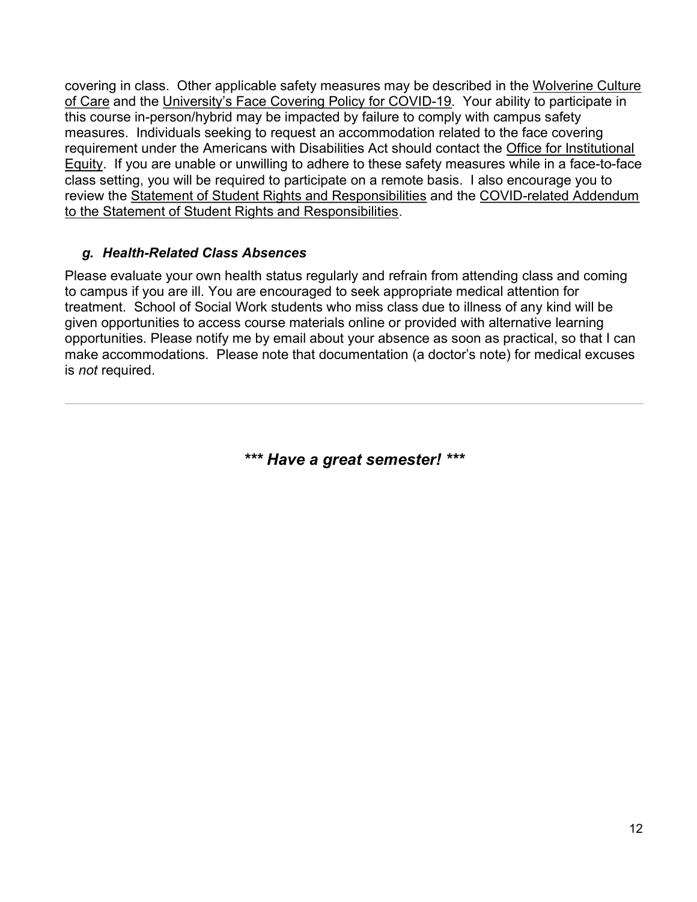covering in class. Other applicable safety measures may be described in the Wolverine Culture of Care and the University's Face Covering Policy for COVID-19. Your ability to participate in this course in-person/hybrid may be impacted by failure to comply with campus safety measures. Individuals seeking to request an accommodation related to the face covering requirement under the Americans with Disabilities Act should contact the Office for Institutional Equity. If you are unable or unwilling to adhere to these safety measures while in a face-to-face class setting, you will be required to participate on a remote basis. I also encourage you to review the Statement of Student Rights and Responsibilities and the COVID-related Addendum to the Statement of Student Rights and Responsibilities.

### *g. Health-Related Class Absences*

Please evaluate your own health status regularly and refrain from attending class and coming to campus if you are ill. You are encouraged to seek appropriate medical attention for treatment. School of Social Work students who miss class due to illness of any kind will be given opportunities to access course materials online or provided with alternative learning opportunities. Please notify me by email about your absence as soon as practical, so that I can make accommodations. Please note that documentation (a doctor's note) for medical excuses is *not* required.

---

***\*\*\* Have a great semester! \*\*\****